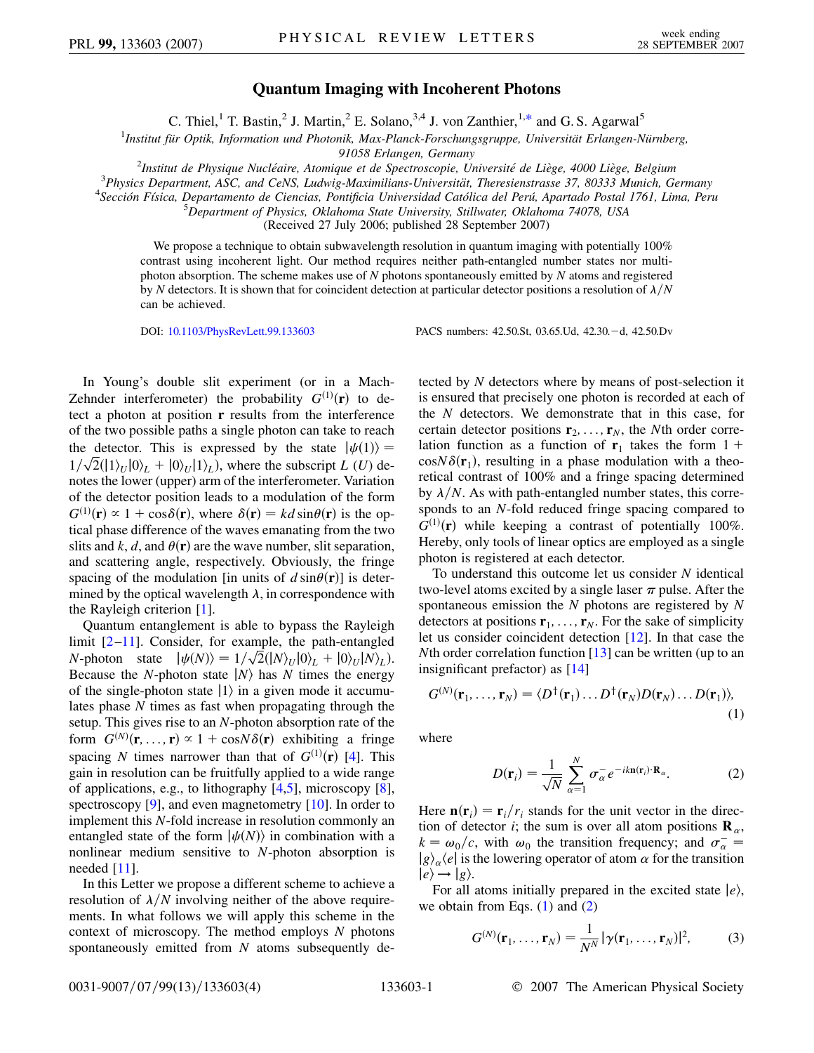# Quantum Imaging with Incoherent Photons

C. Thiel,[1] T. Bastin,[2] J. Martin,[2] E. Solano,[3,4] J. von Zanthier,[1,*] and G. S. Agarwal[5]

[1]*Institut für Optik, Information und Photonik, Max-Planck-Forschungsgruppe, Universität Erlangen-Nürnberg, 91058 Erlangen, Germany*

[2]*Institut de Physique Nucléaire, Atomique et de Spectroscopie, Université de Liège, 4000 Liège, Belgium*

[3]*Physics Department, ASC, and CeNS, Ludwig-Maximilians-Universität, Theresienstrasse 37, 80333 Munich, Germany*

[4]*Sección Física, Departamento de Ciencias, Pontificia Universidad Católica del Perú, Apartado Postal 1761, Lima, Peru*

[5]*Department of Physics, Oklahoma State University, Stillwater, Oklahoma 74078, USA*

(Received 27 July 2006; published 28 September 2007)

We propose a technique to obtain subwavelength resolution in quantum imaging with potentially 100% contrast using incoherent light. Our method requires neither path-entangled number states nor multiphoton absorption. The scheme makes use of $N$ photons spontaneously emitted by $N$ atoms and registered by $N$ detectors. It is shown that for coincident detection at particular detector positions a resolution of $\lambda/N$ can be achieved.

DOI: 10.1103/PhysRevLett.99.133603 PACS numbers: 42.50.St, 03.65.Ud, 42.30.−d, 42.50.Dv

In Young's double slit experiment (or in a Mach-Zehnder interferometer) the probability $G^{(1)}(\mathbf{r})$ to detect a photon at position $\mathbf{r}$ results from the interference of the two possible paths a single photon can take to reach the detector. This is expressed by the state $|\psi(1)\rangle = 1/\sqrt{2}(|1\rangle_U|0\rangle_L + |0\rangle_U|1\rangle_L)$, where the subscript $L$ ($U$) denotes the lower (upper) arm of the interferometer. Variation of the detector position leads to a modulation of the form $G^{(1)}(\mathbf{r}) \propto 1 + \cos\delta(\mathbf{r})$, where $\delta(\mathbf{r}) = kd\sin\theta(\mathbf{r})$ is the optical phase difference of the waves emanating from the two slits and $k$, $d$, and $\theta(\mathbf{r})$ are the wave number, slit separation, and scattering angle, respectively. Obviously, the fringe spacing of the modulation [in units of $d\sin\theta(\mathbf{r})$] is determined by the optical wavelength $\lambda$, in correspondence with the Rayleigh criterion [1].

Quantum entanglement is able to bypass the Rayleigh limit [2–11]. Consider, for example, the path-entangled $N$-photon state $|\psi(N)\rangle = 1/\sqrt{2}(|N\rangle_U|0\rangle_L + |0\rangle_U|N\rangle_L)$. Because the $N$-photon state $|N\rangle$ has $N$ times the energy of the single-photon state $|1\rangle$ in a given mode it accumulates phase $N$ times as fast when propagating through the setup. This gives rise to an $N$-photon absorption rate of the form $G^{(N)}(\mathbf{r},\ldots,\mathbf{r}) \propto 1 + \cos N\delta(\mathbf{r})$ exhibiting a fringe spacing $N$ times narrower than that of $G^{(1)}(\mathbf{r})$ [4]. This gain in resolution can be fruitfully applied to a wide range of applications, e.g., to lithography [4,5], microscopy [8], spectroscopy [9], and even magnetometry [10]. In order to implement this $N$-fold increase in resolution commonly an entangled state of the form $|\psi(N)\rangle$ in combination with a nonlinear medium sensitive to $N$-photon absorption is needed [11].

In this Letter we propose a different scheme to achieve a resolution of $\lambda/N$ involving neither of the above requirements. In what follows we will apply this scheme in the context of microscopy. The method employs $N$ photons spontaneously emitted from $N$ atoms subsequently detected by $N$ detectors where by means of post-selection it is ensured that precisely one photon is recorded at each of the $N$ detectors. We demonstrate that in this case, for certain detector positions $\mathbf{r}_2,\ldots,\mathbf{r}_N$, the $N$th order correlation function as a function of $\mathbf{r}_1$ takes the form $1 + \cos N\delta(\mathbf{r}_1)$, resulting in a phase modulation with a theoretical contrast of 100% and a fringe spacing determined by $\lambda/N$. As with path-entangled number states, this corresponds to an $N$-fold reduced fringe spacing compared to $G^{(1)}(\mathbf{r})$ while keeping a contrast of potentially 100%. Hereby, only tools of linear optics are employed as a single photon is registered at each detector.

To understand this outcome let us consider $N$ identical two-level atoms excited by a single laser $\pi$ pulse. After the spontaneous emission the $N$ photons are registered by $N$ detectors at positions $\mathbf{r}_1,\ldots,\mathbf{r}_N$. For the sake of simplicity let us consider coincident detection [12]. In that case the $N$th order correlation function [13] can be written (up to an insignificant prefactor) as [14]

$$G^{(N)}(\mathbf{r}_1,\ldots,\mathbf{r}_N) = \langle D^\dagger(\mathbf{r}_1)\ldots D^\dagger(\mathbf{r}_N)D(\mathbf{r}_N)\ldots D(\mathbf{r}_1)\rangle, \tag{1}$$

where

$$D(\mathbf{r}_i) = \frac{1}{\sqrt{N}}\sum_{\alpha=1}^{N}\sigma_\alpha^- e^{-ik\mathbf{n}(\mathbf{r}_i)\cdot\mathbf{R}_\alpha}. \tag{2}$$

Here $\mathbf{n}(\mathbf{r}_i) = \mathbf{r}_i/r_i$ stands for the unit vector in the direction of detector $i$; the sum is over all atom positions $\mathbf{R}_\alpha$, $k = \omega_0/c$, with $\omega_0$ the transition frequency; and $\sigma_\alpha^- = |g\rangle_\alpha\langle e|$ is the lowering operator of atom $\alpha$ for the transition $|e\rangle \rightarrow |g\rangle$.

For all atoms initially prepared in the excited state $|e\rangle$, we obtain from Eqs. (1) and (2)

$$G^{(N)}(\mathbf{r}_1,\ldots,\mathbf{r}_N) = \frac{1}{N^N}|\gamma(\mathbf{r}_1,\ldots,\mathbf{r}_N)|^2, \tag{3}$$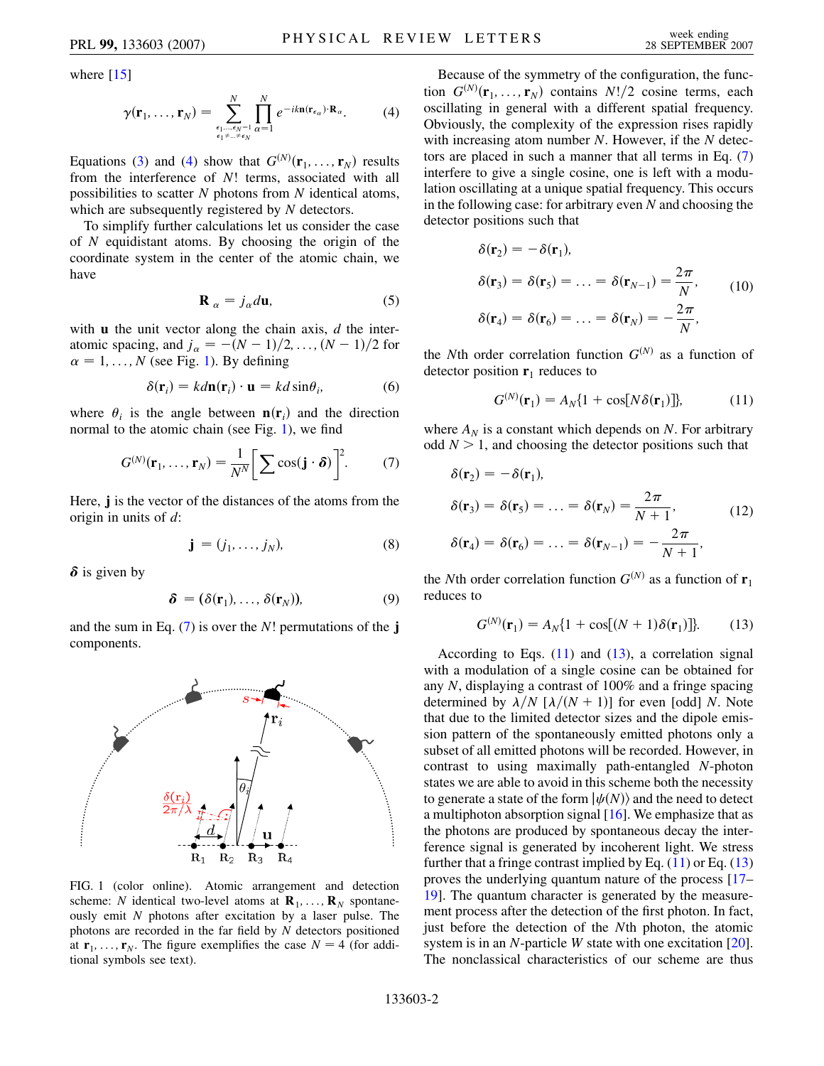where [15]

$$\gamma(\mathbf{r}_1, \ldots, \mathbf{r}_N) = \sum_{\substack{\epsilon_1, \ldots, \epsilon_N = 1 \\ \epsilon_1 \neq \ldots \neq \epsilon_N}}^{N} \prod_{\alpha=1}^{N} e^{-ik\mathbf{n}(\mathbf{r}_{\epsilon_\alpha}) \cdot \mathbf{R}_\alpha}. \tag{4}$$

Equations (3) and (4) show that $G^{(N)}(\mathbf{r}_1, \ldots, \mathbf{r}_N)$ results from the interference of $N!$ terms, associated with all possibilities to scatter $N$ photons from $N$ identical atoms, which are subsequently registered by $N$ detectors.

To simplify further calculations let us consider the case of $N$ equidistant atoms. By choosing the origin of the coordinate system in the center of the atomic chain, we have

$$\mathbf{R}_\alpha = j_\alpha d \mathbf{u}, \tag{5}$$

with $\mathbf{u}$ the unit vector along the chain axis, $d$ the interatomic spacing, and $j_\alpha = -(N-1)/2, \ldots, (N-1)/2$ for $\alpha = 1, \ldots, N$ (see Fig. 1). By defining

$$\delta(\mathbf{r}_i) = kd\mathbf{n}(\mathbf{r}_i) \cdot \mathbf{u} = kd \sin\theta_i, \tag{6}$$

where $\theta_i$ is the angle between $\mathbf{n}(\mathbf{r}_i)$ and the direction normal to the atomic chain (see Fig. 1), we find

$$G^{(N)}(\mathbf{r}_1, \ldots, \mathbf{r}_N) = \frac{1}{N^N}\left[\sum \cos(\mathbf{j} \cdot \boldsymbol{\delta})\right]^2. \tag{7}$$

Here, $\mathbf{j}$ is the vector of the distances of the atoms from the origin in units of $d$:

$$\mathbf{j} = (j_1, \ldots, j_N), \tag{8}$$

$\boldsymbol{\delta}$ is given by

$$\boldsymbol{\delta} = (\delta(\mathbf{r}_1), \ldots, \delta(\mathbf{r}_N)), \tag{9}$$

and the sum in Eq. (7) is over the $N!$ permutations of the $\mathbf{j}$ components.

FIG. 1 (color online). Atomic arrangement and detection scheme: $N$ identical two-level atoms at $\mathbf{R}_1, \ldots, \mathbf{R}_N$ spontaneously emit $N$ photons after excitation by a laser pulse. The photons are recorded in the far field by $N$ detectors positioned at $\mathbf{r}_1, \ldots, \mathbf{r}_N$. The figure exemplifies the case $N = 4$ (for additional symbols see text).

Because of the symmetry of the configuration, the function $G^{(N)}(\mathbf{r}_1, \ldots, \mathbf{r}_N)$ contains $N!/2$ cosine terms, each oscillating in general with a different spatial frequency. Obviously, the complexity of the expression rises rapidly with increasing atom number $N$. However, if the $N$ detectors are placed in such a manner that all terms in Eq. (7) interfere to give a single cosine, one is left with a modulation oscillating at a unique spatial frequency. This occurs in the following case: for arbitrary even $N$ and choosing the detector positions such that

$$\begin{aligned}
&\delta(\mathbf{r}_2) = -\delta(\mathbf{r}_1), \\
&\delta(\mathbf{r}_3) = \delta(\mathbf{r}_5) = \ldots = \delta(\mathbf{r}_{N-1}) = \frac{2\pi}{N}, \\
&\delta(\mathbf{r}_4) = \delta(\mathbf{r}_6) = \ldots = \delta(\mathbf{r}_N) = -\frac{2\pi}{N},
\end{aligned} \tag{10}$$

the $N$th order correlation function $G^{(N)}$ as a function of detector position $\mathbf{r}_1$ reduces to

$$G^{(N)}(\mathbf{r}_1) = A_N\{1 + \cos[N\delta(\mathbf{r}_1)]\}, \tag{11}$$

where $A_N$ is a constant which depends on $N$. For arbitrary odd $N > 1$, and choosing the detector positions such that

$$\begin{aligned}
&\delta(\mathbf{r}_2) = -\delta(\mathbf{r}_1), \\
&\delta(\mathbf{r}_3) = \delta(\mathbf{r}_5) = \ldots = \delta(\mathbf{r}_N) = \frac{2\pi}{N+1}, \\
&\delta(\mathbf{r}_4) = \delta(\mathbf{r}_6) = \ldots = \delta(\mathbf{r}_{N-1}) = -\frac{2\pi}{N+1},
\end{aligned} \tag{12}$$

the $N$th order correlation function $G^{(N)}$ as a function of $\mathbf{r}_1$ reduces to

$$G^{(N)}(\mathbf{r}_1) = A_N\{1 + \cos[(N+1)\delta(\mathbf{r}_1)]\}. \tag{13}$$

According to Eqs. (11) and (13), a correlation signal with a modulation of a single cosine can be obtained for any $N$, displaying a contrast of 100% and a fringe spacing determined by $\lambda/N$ [$\lambda/(N+1)$] for even [odd] $N$. Note that due to the limited detector sizes and the dipole emission pattern of the spontaneously emitted photons only a subset of all emitted photons will be recorded. However, in contrast to using maximally path-entangled $N$-photon states we are able to avoid in this scheme both the necessity to generate a state of the form $|\psi(N)\rangle$ and the need to detect a multiphoton absorption signal [16]. We emphasize that as the photons are produced by spontaneous decay the interference signal is generated by incoherent light. We stress further that a fringe contrast implied by Eq. (11) or Eq. (13) proves the underlying quantum nature of the process [17–19]. The quantum character is generated by the measurement process after the detection of the first photon. In fact, just before the detection of the $N$th photon, the atomic system is in an $N$-particle $W$ state with one excitation [20]. The nonclassical characteristics of our scheme are thus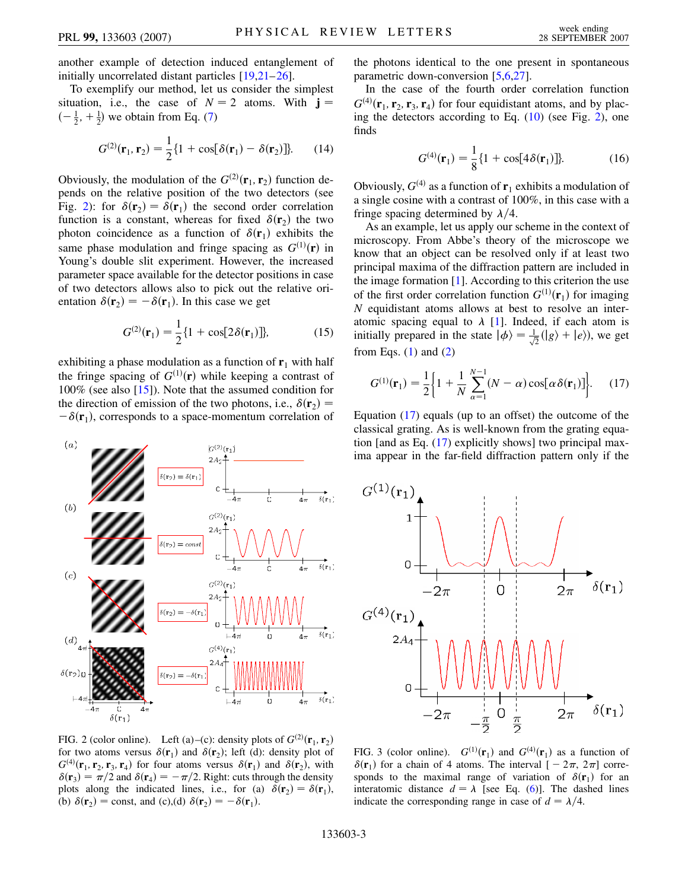another example of detection induced entanglement of initially uncorrelated distant particles [19,21–26].

To exemplify our method, let us consider the simplest situation, i.e., the case of $N = 2$ atoms. With $\mathbf{j} = (-\frac{1}{2}, +\frac{1}{2})$ we obtain from Eq. (7)

$$G^{(2)}(\mathbf{r}_1, \mathbf{r}_2) = \frac{1}{2}\{1 + \cos[\delta(\mathbf{r}_1) - \delta(\mathbf{r}_2)]\}. \tag{14}$$

Obviously, the modulation of the $G^{(2)}(\mathbf{r}_1, \mathbf{r}_2)$ function depends on the relative position of the two detectors (see Fig. 2): for $\delta(\mathbf{r}_2) = \delta(\mathbf{r}_1)$ the second order correlation function is a constant, whereas for fixed $\delta(\mathbf{r}_2)$ the two photon coincidence as a function of $\delta(\mathbf{r}_1)$ exhibits the same phase modulation and fringe spacing as $G^{(1)}(\mathbf{r})$ in Young's double slit experiment. However, the increased parameter space available for the detector positions in case of two detectors allows also to pick out the relative orientation $\delta(\mathbf{r}_2) = -\delta(\mathbf{r}_1)$. In this case we get

$$G^{(2)}(\mathbf{r}_1) = \frac{1}{2}\{1 + \cos[2\delta(\mathbf{r}_1)]\}, \tag{15}$$

exhibiting a phase modulation as a function of $\mathbf{r}_1$ with half the fringe spacing of $G^{(1)}(\mathbf{r})$ while keeping a contrast of 100% (see also [15]). Note that the assumed condition for the direction of emission of the two photons, i.e., $\delta(\mathbf{r}_2) = -\delta(\mathbf{r}_1)$, corresponds to a space-momentum correlation of the photons identical to the one present in spontaneous parametric down-conversion [5,6,27].

FIG. 2 (color online). Left (a)–(c): density plots of $G^{(2)}(\mathbf{r}_1, \mathbf{r}_2)$ for two atoms versus $\delta(\mathbf{r}_1)$ and $\delta(\mathbf{r}_2)$; left (d): density plot of $G^{(4)}(\mathbf{r}_1, \mathbf{r}_2, \mathbf{r}_3, \mathbf{r}_4)$ for four atoms versus $\delta(\mathbf{r}_1)$ and $\delta(\mathbf{r}_2)$, with $\delta(\mathbf{r}_3) = \pi/2$ and $\delta(\mathbf{r}_4) = -\pi/2$. Right: cuts through the density plots along the indicated lines, i.e., for (a) $\delta(\mathbf{r}_2) = \delta(\mathbf{r}_1)$, (b) $\delta(\mathbf{r}_2) = \text{const}$, and (c),(d) $\delta(\mathbf{r}_2) = -\delta(\mathbf{r}_1)$.

In the case of the fourth order correlation function $G^{(4)}(\mathbf{r}_1, \mathbf{r}_2, \mathbf{r}_3, \mathbf{r}_4)$ for four equidistant atoms, and by placing the detectors according to Eq. (10) (see Fig. 2), one finds

$$G^{(4)}(\mathbf{r}_1) = \frac{1}{8}\{1 + \cos[4\delta(\mathbf{r}_1)]\}. \tag{16}$$

Obviously, $G^{(4)}$ as a function of $\mathbf{r}_1$ exhibits a modulation of a single cosine with a contrast of 100%, in this case with a fringe spacing determined by $\lambda/4$.

As an example, let us apply our scheme in the context of microscopy. From Abbe's theory of the microscope we know that an object can be resolved only if at least two principal maxima of the diffraction pattern are included in the image formation [1]. According to this criterion the use of the first order correlation function $G^{(1)}(\mathbf{r}_1)$ for imaging $N$ equidistant atoms allows at best to resolve an interatomic spacing equal to $\lambda$ [1]. Indeed, if each atom is initially prepared in the state $|\phi\rangle = \frac{1}{\sqrt{2}}(|g\rangle + |e\rangle)$, we get from Eqs. (1) and (2)

$$G^{(1)}(\mathbf{r}_1) = \frac{1}{2}\left\{1 + \frac{1}{N}\sum_{\alpha=1}^{N-1}(N - \alpha)\cos[\alpha\delta(\mathbf{r}_1)]\right\}. \tag{17}$$

Equation (17) equals (up to an offset) the outcome of the classical grating. As is well-known from the grating equation [and as Eq. (17) explicitly shows] two principal maxima appear in the far-field diffraction pattern only if the

FIG. 3 (color online). $G^{(1)}(\mathbf{r}_1)$ and $G^{(4)}(\mathbf{r}_1)$ as a function of $\delta(\mathbf{r}_1)$ for a chain of 4 atoms. The interval $[-2\pi, 2\pi]$ corresponds to the maximal range of variation of $\delta(\mathbf{r}_1)$ for an interatomic distance $d = \lambda$ [see Eq. (6)]. The dashed lines indicate the corresponding range in case of $d = \lambda/4$.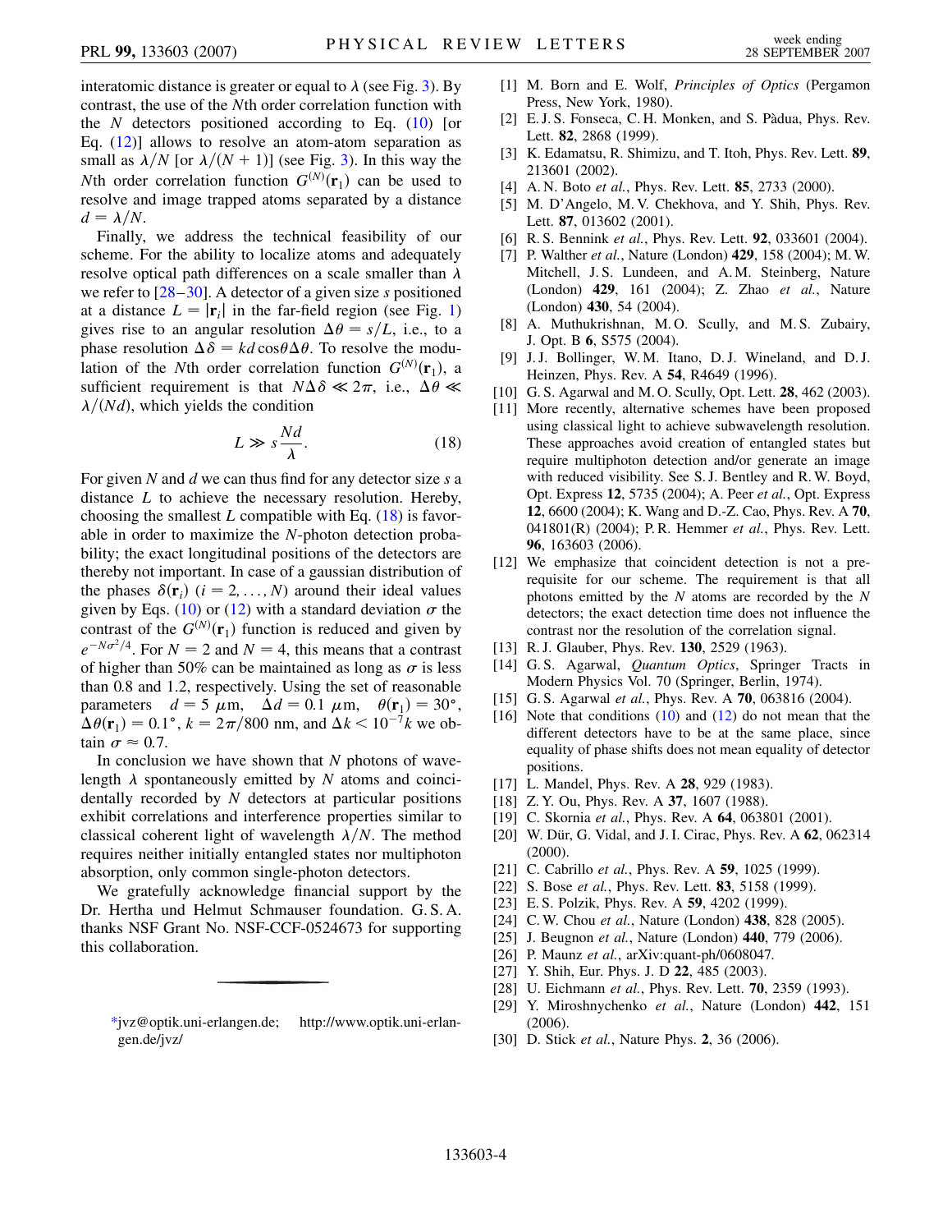interatomic distance is greater or equal to $\lambda$ (see Fig. 3). By contrast, the use of the $N$th order correlation function with the $N$ detectors positioned according to Eq. (10) [or Eq. (12)] allows to resolve an atom-atom separation as small as $\lambda/N$ [or $\lambda/(N+1)$] (see Fig. 3). In this way the $N$th order correlation function $G^{(N)}(\mathbf{r}_1)$ can be used to resolve and image trapped atoms separated by a distance $d = \lambda/N$.

Finally, we address the technical feasibility of our scheme. For the ability to localize atoms and adequately resolve optical path differences on a scale smaller than $\lambda$ we refer to [28–30]. A detector of a given size $s$ positioned at a distance $L = |\mathbf{r}_i|$ in the far-field region (see Fig. 1) gives rise to an angular resolution $\Delta\theta = s/L$, i.e., to a phase resolution $\Delta\delta = kd\cos\theta\Delta\theta$. To resolve the modulation of the $N$th order correlation function $G^{(N)}(\mathbf{r}_1)$, a sufficient requirement is that $N\Delta\delta \ll 2\pi$, i.e., $\Delta\theta \ll \lambda/(Nd)$, which yields the condition

$$L \gg s\frac{Nd}{\lambda}. \tag{18}$$

For given $N$ and $d$ we can thus find for any detector size $s$ a distance $L$ to achieve the necessary resolution. Hereby, choosing the smallest $L$ compatible with Eq. (18) is favorable in order to maximize the $N$-photon detection probability; the exact longitudinal positions of the detectors are thereby not important. In case of a gaussian distribution of the phases $\delta(\mathbf{r}_i)$ $(i = 2, \ldots, N)$ around their ideal values given by Eqs. (10) or (12) with a standard deviation $\sigma$ the contrast of the $G^{(N)}(\mathbf{r}_1)$ function is reduced and given by $e^{-N\sigma^2/4}$. For $N = 2$ and $N = 4$, this means that a contrast of higher than 50% can be maintained as long as $\sigma$ is less than 0.8 and 1.2, respectively. Using the set of reasonable parameters $d = 5\ \mu$m, $\Delta d = 0.1\ \mu$m, $\theta(\mathbf{r}_1) = 30°$, $\Delta\theta(\mathbf{r}_1) = 0.1°$, $k = 2\pi/800$ nm, and $\Delta k < 10^{-7}k$ we obtain $\sigma \approx 0.7$.

In conclusion we have shown that $N$ photons of wavelength $\lambda$ spontaneously emitted by $N$ atoms and coincidentally recorded by $N$ detectors at particular positions exhibit correlations and interference properties similar to classical coherent light of wavelength $\lambda/N$. The method requires neither initially entangled states nor multiphoton absorption, only common single-photon detectors.

We gratefully acknowledge financial support by the Dr. Hertha und Helmut Schmauser foundation. G. S. A. thanks NSF Grant No. NSF-CCF-0524673 for supporting this collaboration.

---

*jvz@optik.uni-erlangen.de; http://www.optik.uni-erlangen.de/jvz/

[1] M. Born and E. Wolf, *Principles of Optics* (Pergamon Press, New York, 1980).

[2] E. J. S. Fonseca, C. H. Monken, and S. Pàdua, Phys. Rev. Lett. **82**, 2868 (1999).

[3] K. Edamatsu, R. Shimizu, and T. Itoh, Phys. Rev. Lett. **89**, 213601 (2002).

[4] A. N. Boto *et al.*, Phys. Rev. Lett. **85**, 2733 (2000).

[5] M. D'Angelo, M. V. Chekhova, and Y. Shih, Phys. Rev. Lett. **87**, 013602 (2001).

[6] R. S. Bennink *et al.*, Phys. Rev. Lett. **92**, 033601 (2004).

[7] P. Walther *et al.*, Nature (London) **429**, 158 (2004); M. W. Mitchell, J. S. Lundeen, and A. M. Steinberg, Nature (London) **429**, 161 (2004); Z. Zhao *et al.*, Nature (London) **430**, 54 (2004).

[8] A. Muthukrishnan, M. O. Scully, and M. S. Zubairy, J. Opt. B **6**, S575 (2004).

[9] J. J. Bollinger, W. M. Itano, D. J. Wineland, and D. J. Heinzen, Phys. Rev. A **54**, R4649 (1996).

[10] G. S. Agarwal and M. O. Scully, Opt. Lett. **28**, 462 (2003).

[11] More recently, alternative schemes have been proposed using classical light to achieve subwavelength resolution. These approaches avoid creation of entangled states but require multiphoton detection and/or generate an image with reduced visibility. See S. J. Bentley and R. W. Boyd, Opt. Express **12**, 5735 (2004); A. Peer *et al.*, Opt. Express **12**, 6600 (2004); K. Wang and D.-Z. Cao, Phys. Rev. A **70**, 041801(R) (2004); P. R. Hemmer *et al.*, Phys. Rev. Lett. **96**, 163603 (2006).

[12] We emphasize that coincident detection is not a prerequisite for our scheme. The requirement is that all photons emitted by the $N$ atoms are recorded by the $N$ detectors; the exact detection time does not influence the contrast nor the resolution of the correlation signal.

[13] R. J. Glauber, Phys. Rev. **130**, 2529 (1963).

[14] G. S. Agarwal, *Quantum Optics*, Springer Tracts in Modern Physics Vol. 70 (Springer, Berlin, 1974).

[15] G. S. Agarwal *et al.*, Phys. Rev. A **70**, 063816 (2004).

[16] Note that conditions (10) and (12) do not mean that the different detectors have to be at the same place, since equality of phase shifts does not mean equality of detector positions.

[17] L. Mandel, Phys. Rev. A **28**, 929 (1983).

[18] Z. Y. Ou, Phys. Rev. A **37**, 1607 (1988).

[19] C. Skornia *et al.*, Phys. Rev. A **64**, 063801 (2001).

[20] W. Dür, G. Vidal, and J. I. Cirac, Phys. Rev. A **62**, 062314 (2000).

[21] C. Cabrillo *et al.*, Phys. Rev. A **59**, 1025 (1999).

[22] S. Bose *et al.*, Phys. Rev. Lett. **83**, 5158 (1999).

[23] E. S. Polzik, Phys. Rev. A **59**, 4202 (1999).

[24] C. W. Chou *et al.*, Nature (London) **438**, 828 (2005).

[25] J. Beugnon *et al.*, Nature (London) **440**, 779 (2006).

[26] P. Maunz *et al.*, arXiv:quant-ph/0608047.

[27] Y. Shih, Eur. Phys. J. D **22**, 485 (2003).

[28] U. Eichmann *et al.*, Phys. Rev. Lett. **70**, 2359 (1993).

[29] Y. Miroshnychenko *et al.*, Nature (London) **442**, 151 (2006).

[30] D. Stick *et al.*, Nature Phys. **2**, 36 (2006).